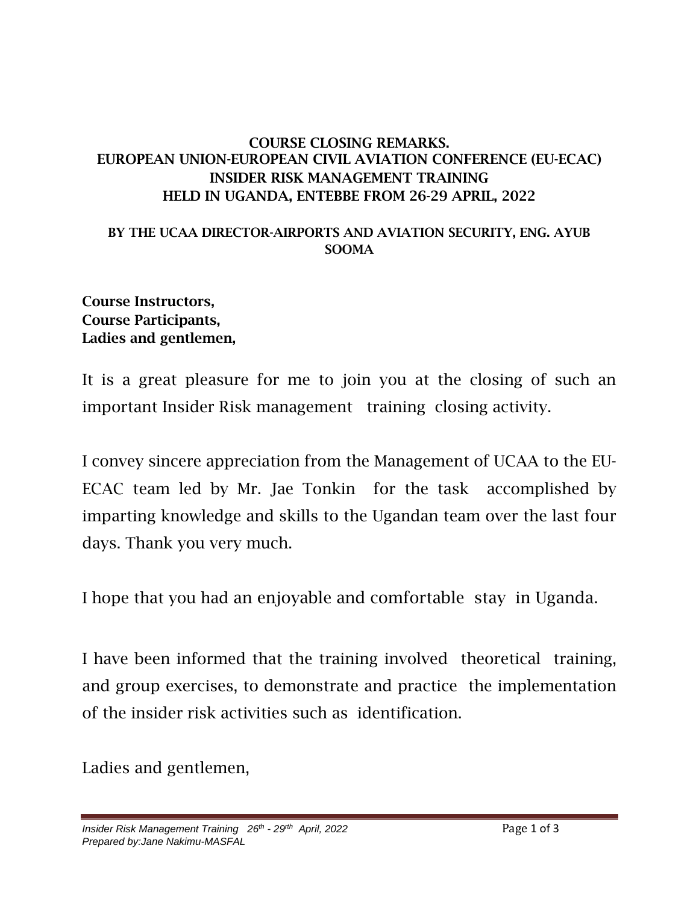**COURSE CLOSING REMARKS.**
**EUROPEAN UNION-EUROPEAN CIVIL AVIATION CONFERENCE (EU-ECAC)**
**INSIDER RISK MANAGEMENT TRAINING**
**HELD IN UGANDA, ENTEBBE FROM 26-29 APRIL, 2022**

**BY THE UCAA DIRECTOR-AIRPORTS AND AVIATION SECURITY, ENG. AYUB SOOMA**

**Course Instructors,**
**Course Participants,**
**Ladies and gentlemen,**

It is a great pleasure for me to join you at the closing of such an important Insider Risk management training closing activity.

I convey sincere appreciation from the Management of UCAA to the EU-ECAC team led by Mr. Jae Tonkin for the task accomplished by imparting knowledge and skills to the Ugandan team over the last four days. Thank you very much.

I hope that you had an enjoyable and comfortable stay in Uganda.

I have been informed that the training involved theoretical training, and group exercises, to demonstrate and practice the implementation of the insider risk activities such as identification.

Ladies and gentlemen,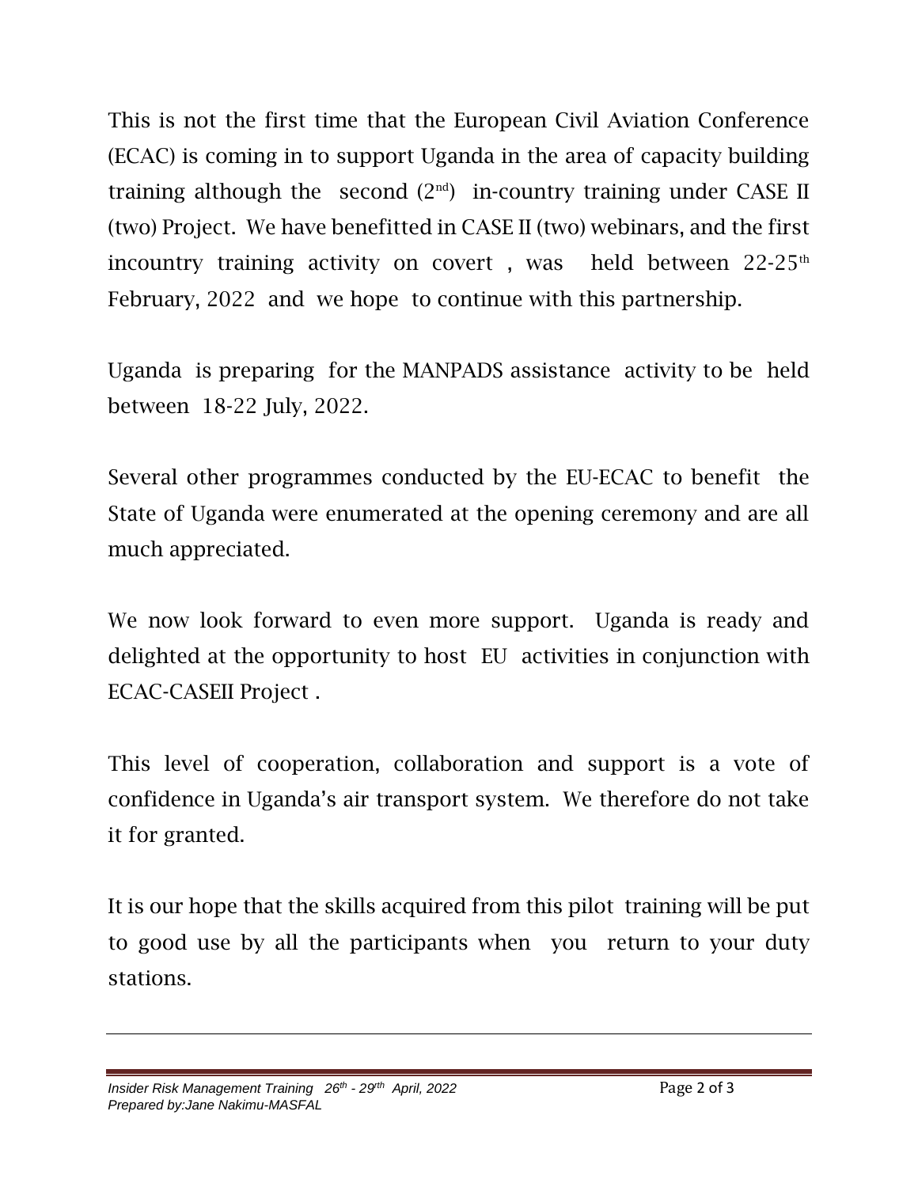This is not the first time that the European Civil Aviation Conference (ECAC) is coming in to support Uganda in the area of capacity building training although the second (2nd) in-country training under CASE II (two) Project. We have benefitted in CASE II (two) webinars, and the first incountry training activity on covert , was held between 22-25th February, 2022 and we hope to continue with this partnership.

Uganda is preparing for the MANPADS assistance activity to be held between 18-22 July, 2022.

Several other programmes conducted by the EU-ECAC to benefit the State of Uganda were enumerated at the opening ceremony and are all much appreciated.

We now look forward to even more support. Uganda is ready and delighted at the opportunity to host EU activities in conjunction with ECAC-CASEII Project .

This level of cooperation, collaboration and support is a vote of confidence in Uganda's air transport system. We therefore do not take it for granted.

It is our hope that the skills acquired from this pilot training will be put to good use by all the participants when you return to your duty stations.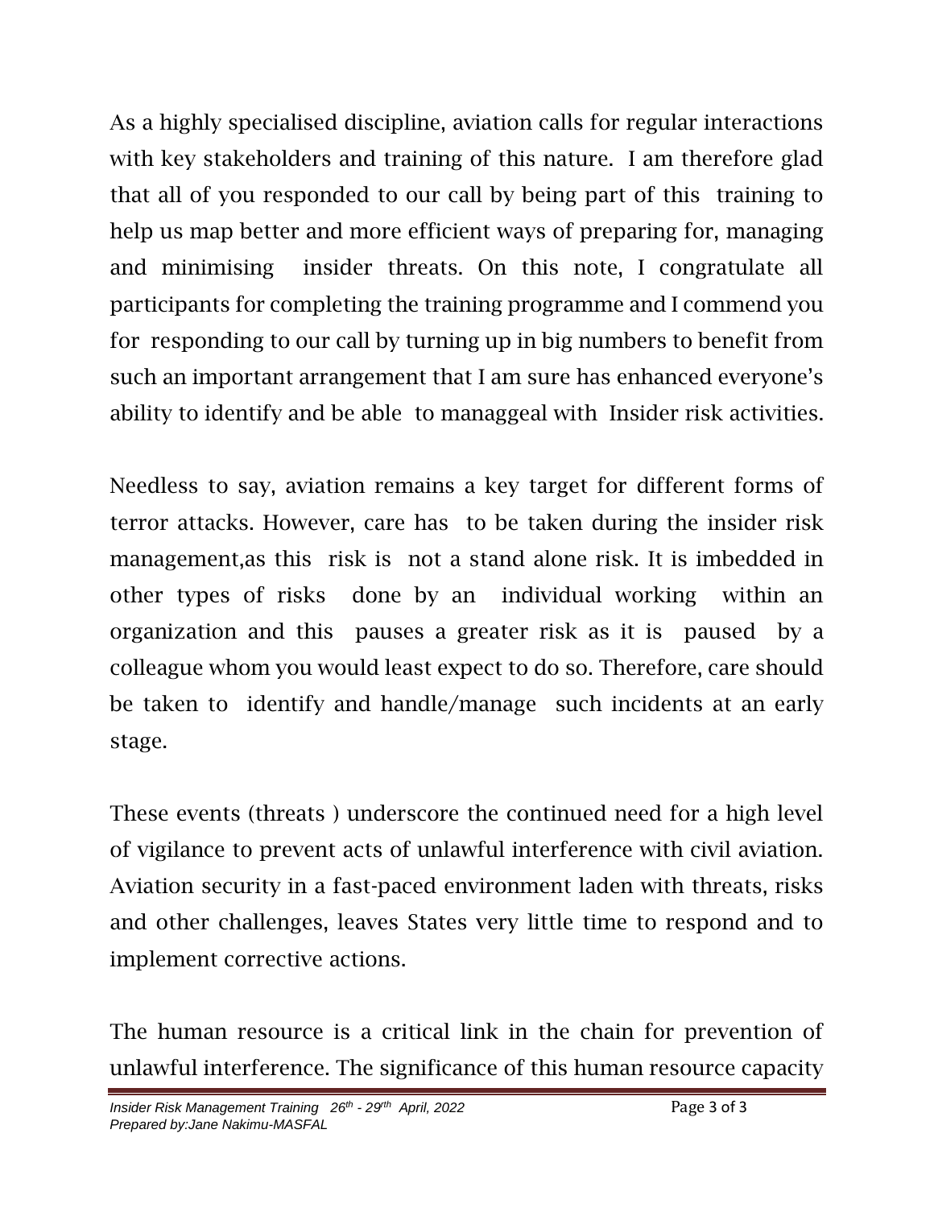As a highly specialised discipline, aviation calls for regular interactions with key stakeholders and training of this nature. I am therefore glad that all of you responded to our call by being part of this training to help us map better and more efficient ways of preparing for, managing and minimising insider threats. On this note, I congratulate all participants for completing the training programme and I commend you for responding to our call by turning up in big numbers to benefit from such an important arrangement that I am sure has enhanced everyone's ability to identify and be able to managgeal with Insider risk activities.

Needless to say, aviation remains a key target for different forms of terror attacks. However, care has to be taken during the insider risk management,as this risk is not a stand alone risk. It is imbedded in other types of risks done by an individual working within an organization and this pauses a greater risk as it is paused by a colleague whom you would least expect to do so. Therefore, care should be taken to identify and handle/manage such incidents at an early stage.

These events (threats ) underscore the continued need for a high level of vigilance to prevent acts of unlawful interference with civil aviation. Aviation security in a fast-paced environment laden with threats, risks and other challenges, leaves States very little time to respond and to implement corrective actions.

The human resource is a critical link in the chain for prevention of unlawful interference. The significance of this human resource capacity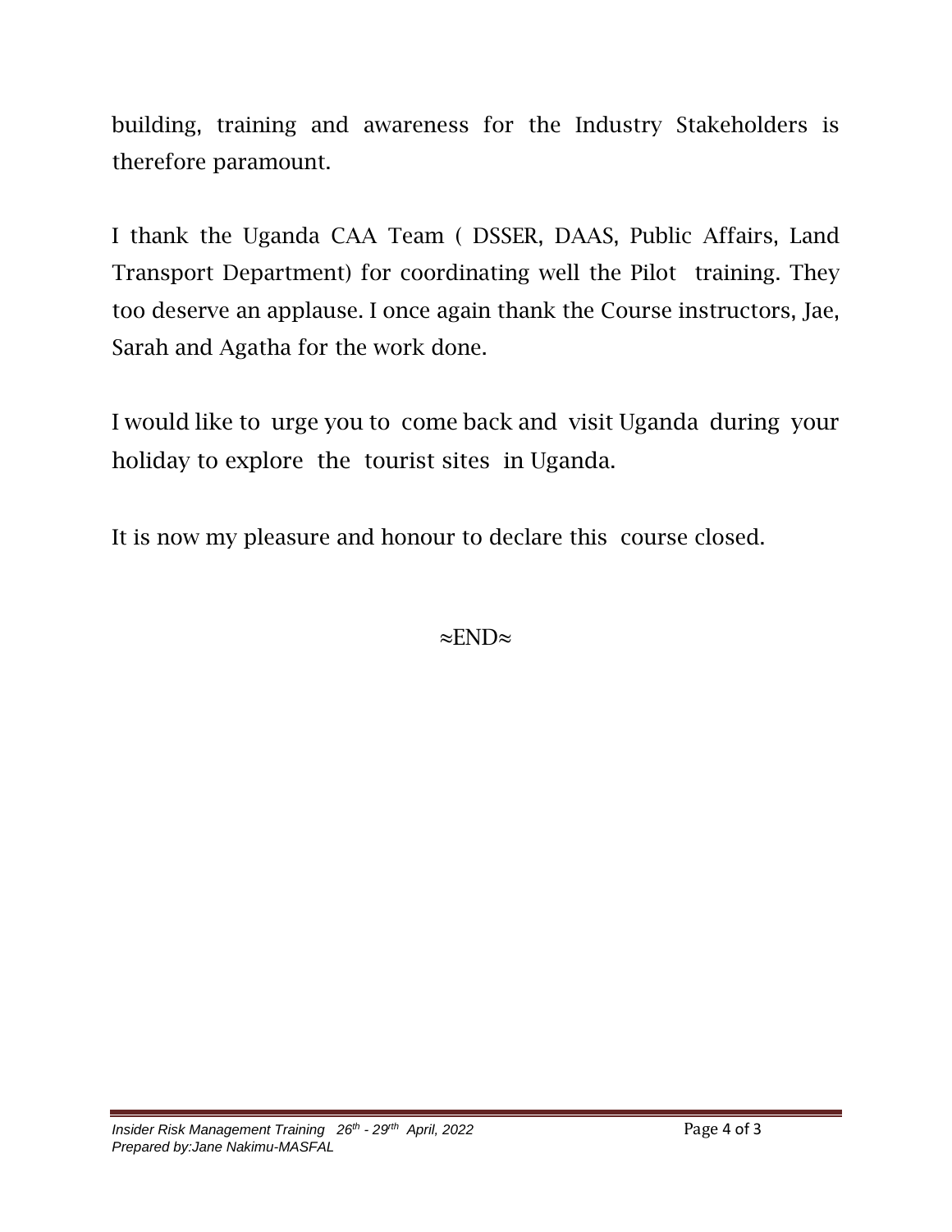building, training and awareness for the Industry Stakeholders is therefore paramount.

I thank the Uganda CAA Team ( DSSER, DAAS, Public Affairs, Land Transport Department) for coordinating well the Pilot training. They too deserve an applause. I once again thank the Course instructors, Jae, Sarah and Agatha for the work done.

I would like to urge you to come back and visit Uganda during your holiday to explore the tourist sites in Uganda.

It is now my pleasure and honour to declare this course closed.

≈END≈